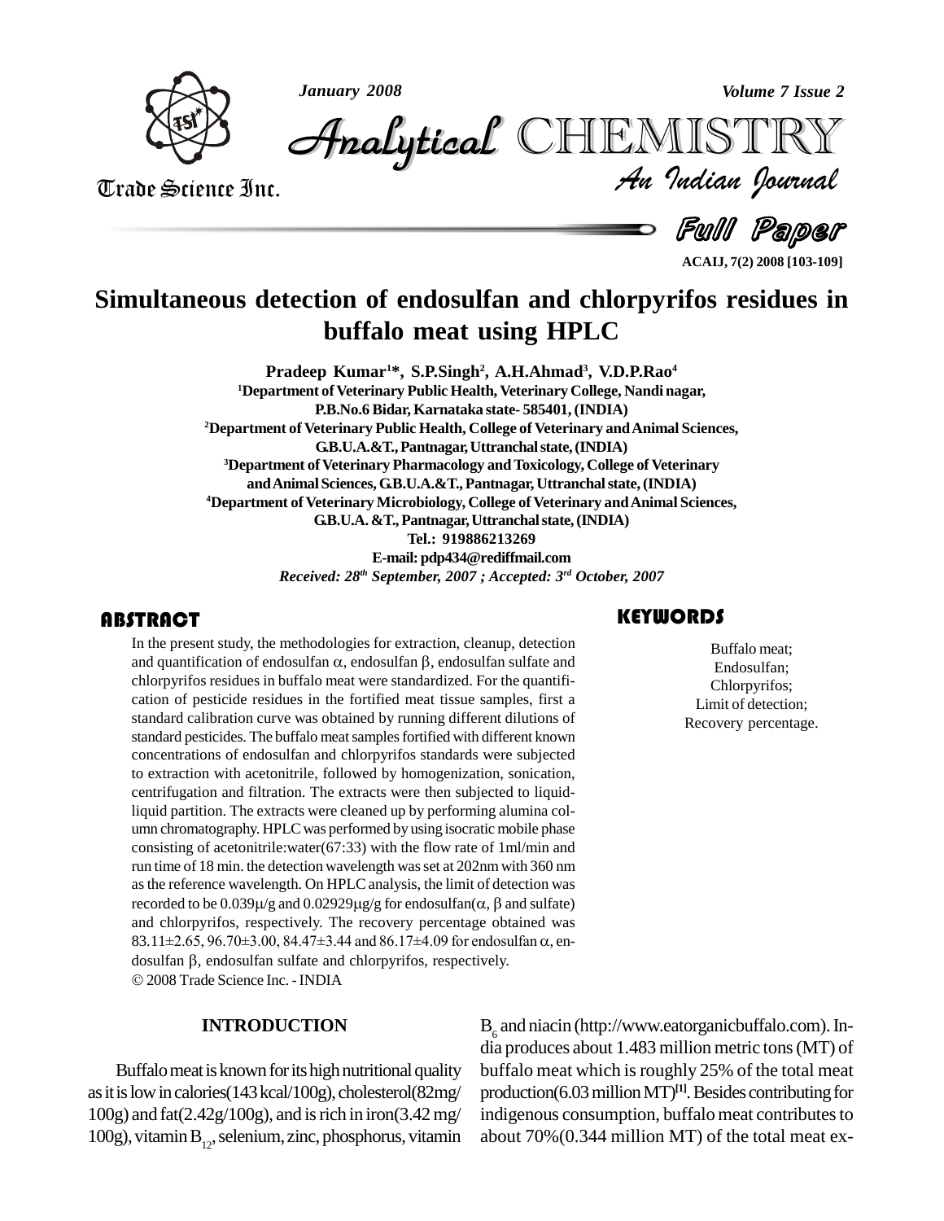# Simultaneous detection of endosulfan and chlorpyrifos residues in buffalo meat using HPLC

**Pradeep Kumar[1]\*, S.P.Singh[2], A.H.Ahmad[3], V.D.P.Rao[4]**

[1]Department of Veterinary Public Health, Veterinary College, Nandi nagar, P.B.No.6 Bidar, Karnataka state- 585401, (INDIA)

[2]Department of Veterinary Public Health, College of Veterinary and Animal Sciences, G.B.U.A.&T., Pantnagar, Uttranchal state, (INDIA)

[3]Department of Veterinary Pharmacology and Toxicology, College of Veterinary and Animal Sciences, G.B.U.A.&T., Pantnagar, Uttranchal state, (INDIA)

[4]Department of Veterinary Microbiology, College of Veterinary and Animal Sciences, G.B.U.A. &T., Pantnagar, Uttranchal state, (INDIA)

Tel.: 919886213269

E-mail: pdp434@rediffmail.com

*Received: 28th September, 2007 ; Accepted: 3rd October, 2007*

## ABSTRACT

In the present study, the methodologies for extraction, cleanup, detection and quantification of endosulfan $\alpha$, endosulfan $\beta$, endosulfan sulfate and chlorpyrifos residues in buffalo meat were standardized. For the quantification of pesticide residues in the fortified meat tissue samples, first a standard calibration curve was obtained by running different dilutions of standard pesticides. The buffalo meat samples fortified with different known concentrations of endosulfan and chlorpyrifos standards were subjected to extraction with acetonitrile, followed by homogenization, sonication, centrifugation and filtration. The extracts were then subjected to liquid-liquid partition. The extracts were cleaned up by performing alumina column chromatography. HPLC was performed by using isocratic mobile phase consisting of acetonitrile:water(67:33) with the flow rate of 1ml/min and run time of 18 min. the detection wavelength was set at 202nm with 360 nm as the reference wavelength. On HPLC analysis, the limit of detection was recorded to be 0.039μ/g and 0.02929μg/g for endosulfan($\alpha$, $\beta$ and sulfate) and chlorpyrifos, respectively. The recovery percentage obtained was 83.11±2.65, 96.70±3.00, 84.47±3.44 and 86.17±4.09 for endosulfan $\alpha$, endosulfan $\beta$, endosulfan sulfate and chlorpyrifos, respectively.

© 2008 Trade Science Inc. - INDIA

## KEYWORDS

Buffalo meat;
Endosulfan;
Chlorpyrifos;
Limit of detection;
Recovery percentage.

## INTRODUCTION

Buffalo meat is known for its high nutritional quality as it is low in calories(143 kcal/100g), cholesterol(82mg/100g) and fat(2.42g/100g), and is rich in iron(3.42 mg/100g), vitamin $B_{12}$, selenium, zinc, phosphorus, vitamin $B_6$ and niacin (http://www.eatorganicbuffalo.com). India produces about 1.483 million metric tons (MT) of buffalo meat which is roughly 25% of the total meat production(6.03 million MT)[1]. Besides contributing for indigenous consumption, buffalo meat contributes to about 70%(0.344 million MT) of the total meat ex-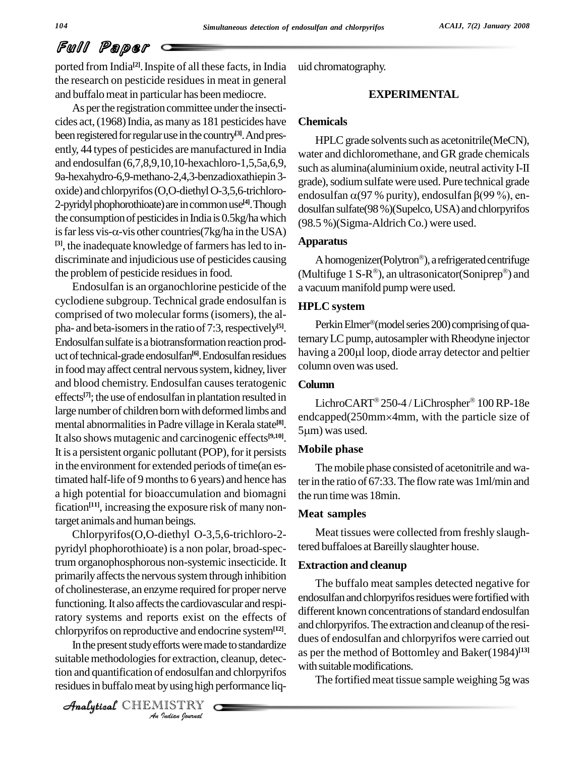ported from India[2]. Inspite of all these facts, in India the research on pesticide residues in meat in general and buffalo meat in particular has been mediocre.

As per the registration committee under the insecticides act, (1968) India, as many as 181 pesticides have been registered for regular use in the country[3]. And presently, 44 types of pesticides are manufactured in India and endosulfan (6,7,8,9,10,10-hexachloro-1,5,5a,6,9,9a-hexahydro-6,9-methano-2,4,3-benzadioxathiepin 3-oxide) and chlorpyrifos (O,O-diethyl O-3,5,6-trichloro-2-pyridyl phophorothioate) are in common use[4]. Though the consumption of pesticides in India is 0.5kg/ha which is far less vis-$\alpha$-vis other countries(7kg/ha in the USA)[3], the inadequate knowledge of farmers has led to indiscriminate and injudicious use of pesticides causing the problem of pesticide residues in food.

Endosulfan is an organochlorine pesticide of the cyclodiene subgroup. Technical grade endosulfan is comprised of two molecular forms (isomers), the alpha- and beta-isomers in the ratio of 7:3, respectively[5]. Endosulfan sulfate is a biotransformation reaction product of technical-grade endosulfan[6]. Endosulfan residues in food may affect central nervous system, kidney, liver and blood chemistry. Endosulfan causes teratogenic effects[7]; the use of endosulfan in plantation resulted in large number of children born with deformed limbs and mental abnormalities in Padre village in Kerala state[8]. It also shows mutagenic and carcinogenic effects[9,10]. It is a persistent organic pollutant (POP), for it persists in the environment for extended periods of time(an estimated half-life of 9 months to 6 years) and hence has a high potential for bioaccumulation and biomagni fication[11], increasing the exposure risk of many non-target animals and human beings.

Chlorpyrifos(O,O-diethyl O-3,5,6-trichloro-2-pyridyl phophorothioate) is a non polar, broad-spectrum organophosphorous non-systemic insecticide. It primarily affects the nervous system through inhibition of cholinesterase, an enzyme required for proper nerve functioning. It also affects the cardiovascular and respiratory systems and reports exist on the effects of chlorpyrifos on reproductive and endocrine system[12].

In the present study efforts were made to standardize suitable methodologies for extraction, cleanup, detection and quantification of endosulfan and chlorpyrifos residues in buffalo meat by using high performance liquid chromatography.

## EXPERIMENTAL

### Chemicals

HPLC grade solvents such as acetonitrile(MeCN), water and dichloromethane, and GR grade chemicals such as alumina(aluminium oxide, neutral activity I-II grade), sodium sulfate were used. Pure technical grade endosulfan $\alpha$(97 % purity), endosulfan $\beta$(99 %), endosulfan sulfate(98 %)(Supelco, USA) and chlorpyrifos (98.5 %)(Sigma-Aldrich Co.) were used.

### Apparatus

A homogenizer(Polytron®), a refrigerated centrifuge (Multifuge 1 S-R®), an ultrasonicator(Soniprep®) and a vacuum manifold pump were used.

### HPLC system

Perkin Elmer®(model series 200) comprising of quaternary LC pump, autosampler with Rheodyne injector having a 200μl loop, diode array detector and peltier column oven was used.

### Column

LichroCART® 250-4 / LiChrospher® 100 RP-18e endcapped(250mm×4mm, with the particle size of 5μm) was used.

### Mobile phase

The mobile phase consisted of acetonitrile and water in the ratio of 67:33. The flow rate was 1ml/min and the run time was 18min.

### Meat samples

Meat tissues were collected from freshly slaughtered buffaloes at Bareilly slaughter house.

### Extraction and cleanup

The buffalo meat samples detected negative for endosulfan and chlorpyrifos residues were fortified with different known concentrations of standard endosulfan and chlorpyrifos. The extraction and cleanup of the residues of endosulfan and chlorpyrifos were carried out as per the method of Bottomley and Baker(1984)[13] with suitable modifications.

The fortified meat tissue sample weighing 5g was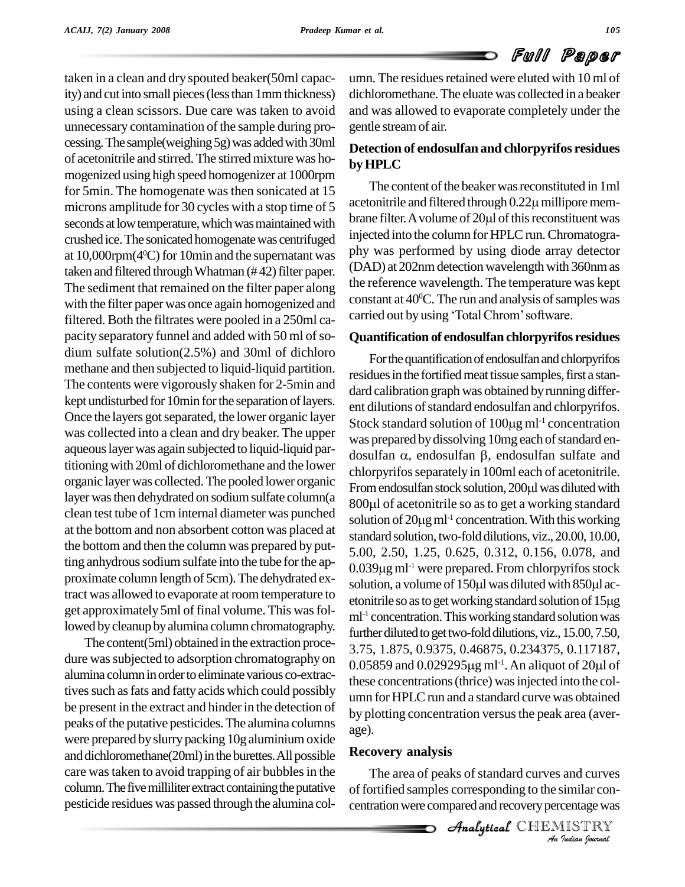taken in a clean and dry spouted beaker(50ml capacity) and cut into small pieces (less than 1mm thickness) using a clean scissors. Due care was taken to avoid unnecessary contamination of the sample during processing. The sample(weighing 5g) was added with 30ml of acetonitrile and stirred. The stirred mixture was homogenized using high speed homogenizer at 1000rpm for 5min. The homogenate was then sonicated at 15 microns amplitude for 30 cycles with a stop time of 5 seconds at low temperature, which was maintained with crushed ice. The sonicated homogenate was centrifuged at 10,000rpm($4^0$C) for 10min and the supernatant was taken and filtered through Whatman (# 42) filter paper. The sediment that remained on the filter paper along with the filter paper was once again homogenized and filtered. Both the filtrates were pooled in a 250ml capacity separatory funnel and added with 50 ml of sodium sulfate solution(2.5%) and 30ml of dichloro methane and then subjected to liquid-liquid partition. The contents were vigorously shaken for 2-5min and kept undisturbed for 10min for the separation of layers. Once the layers got separated, the lower organic layer was collected into a clean and dry beaker. The upper aqueous layer was again subjected to liquid-liquid partitioning with 20ml of dichloromethane and the lower organic layer was collected. The pooled lower organic layer was then dehydrated on sodium sulfate column(a clean test tube of 1cm internal diameter was punched at the bottom and non absorbent cotton was placed at the bottom and then the column was prepared by putting anhydrous sodium sulfate into the tube for the approximate column length of 5cm). The dehydrated extract was allowed to evaporate at room temperature to get approximately 5ml of final volume. This was followed by cleanup by alumina column chromatography.

The content(5ml) obtained in the extraction procedure was subjected to adsorption chromatography on alumina column in order to eliminate various co-extractives such as fats and fatty acids which could possibly be present in the extract and hinder in the detection of peaks of the putative pesticides. The alumina columns were prepared by slurry packing 10g aluminium oxide and dichloromethane(20ml) in the burettes. All possible care was taken to avoid trapping of air bubbles in the column. The five milliliter extract containing the putative pesticide residues was passed through the alumina column. The residues retained were eluted with 10 ml of dichloromethane. The eluate was collected in a beaker and was allowed to evaporate completely under the gentle stream of air.

## Detection of endosulfan and chlorpyrifos residues by HPLC

The content of the beaker was reconstituted in 1ml acetonitrile and filtered through 0.22μ millipore membrane filter. A volume of 20μl of this reconstituent was injected into the column for HPLC run. Chromatography was performed by using diode array detector (DAD) at 202nm detection wavelength with 360nm as the reference wavelength. The temperature was kept constant at $40^0$C. The run and analysis of samples was carried out by using 'Total Chrom' software.

## Quantification of endosulfan chlorpyrifos residues

For the quantification of endosulfan and chlorpyrifos residues in the fortified meat tissue samples, first a standard calibration graph was obtained by running different dilutions of standard endosulfan and chlorpyrifos. Stock standard solution of 100μg $ml^{-1}$ concentration was prepared by dissolving 10mg each of standard endosulfan α, endosulfan β, endosulfan sulfate and chlorpyrifos separately in 100ml each of acetonitrile. From endosulfan stock solution, 200μl was diluted with 800μl of acetonitrile so as to get a working standard solution of 20μg $ml^{-1}$ concentration. With this working standard solution, two-fold dilutions, viz., 20.00, 10.00, 5.00, 2.50, 1.25, 0.625, 0.312, 0.156, 0.078, and 0.039μg $ml^{-1}$ were prepared. From chlorpyrifos stock solution, a volume of 150μl was diluted with 850μl acetonitrile so as to get working standard solution of 15μg $ml^{-1}$ concentration. This working standard solution was further diluted to get two-fold dilutions, viz., 15.00, 7.50, 3.75, 1.875, 0.9375, 0.46875, 0.234375, 0.117187, 0.05859 and 0.029295μg $ml^{-1}$. An aliquot of 20μl of these concentrations (thrice) was injected into the column for HPLC run and a standard curve was obtained by plotting concentration versus the peak area (average).

## Recovery analysis

The area of peaks of standard curves and curves of fortified samples corresponding to the similar concentration were compared and recovery percentage was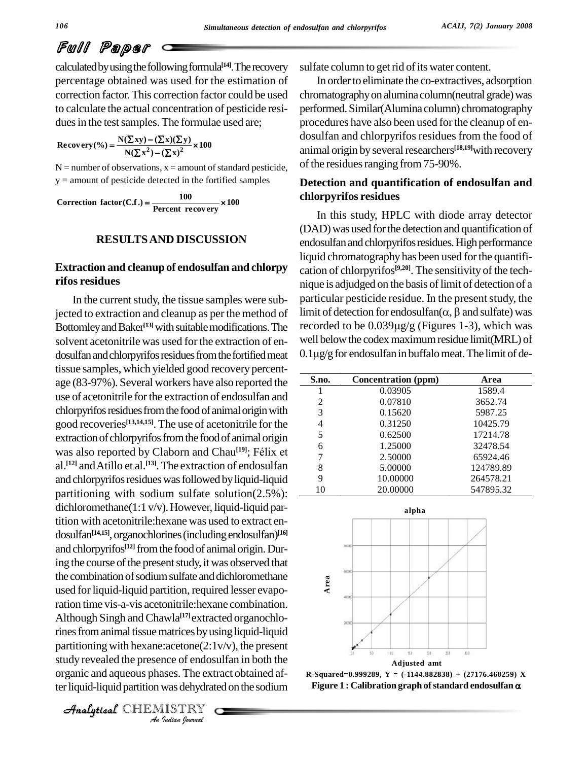calculated by using the following formula[14]. The recovery percentage obtained was used for the estimation of correction factor. This correction factor could be used to calculate the actual concentration of pesticide residues in the test samples. The formulae used are;

$$\textbf{Recovery(\%)} = \frac{N(\sum xy) - (\sum x)(\sum y)}{N(\sum x^2) - (\sum x)^2} \times 100$$

N = number of observations, x = amount of standard pesticide, y = amount of pesticide detected in the fortified samples

$$\textbf{Correction factor(C.f.)} = \frac{100}{\textbf{Percent recovery}} \times 100$$

## RESULTS AND DISCUSSION

### Extraction and cleanup of endosulfan and chlorpyrifos residues

In the current study, the tissue samples were subjected to extraction and cleanup as per the method of Bottomley and Baker[13] with suitable modifications. The solvent acetonitrile was used for the extraction of endosulfan and chlorpyrifos residues from the fortified meat tissue samples, which yielded good recovery percentage (83-97%). Several workers have also reported the use of acetonitrile for the extraction of endosulfan and chlorpyrifos residues from the food of animal origin with good recoveries[13,14,15]. The use of acetonitrile for the extraction of chlorpyrifos from the food of animal origin was also reported by Claborn and Chau[19]; Félix et al.[12] and Atillo et al.[13]. The extraction of endosulfan and chlorpyrifos residues was followed by liquid-liquid partitioning with sodium sulfate solution(2.5%): dichloromethane(1:1 v/v). However, liquid-liquid partition with acetonitrile:hexane was used to extract endosulfan[14,15], organochlorines (including endosulfan)[16] and chlorpyrifos[12] from the food of animal origin. During the course of the present study, it was observed that the combination of sodium sulfate and dichloromethane used for liquid-liquid partition, required lesser evaporation time vis-a-vis acetonitrile:hexane combination. Although Singh and Chawla[17] extracted organochlorines from animal tissue matrices by using liquid-liquid partitioning with hexane:acetone(2:1v/v), the present study revealed the presence of endosulfan in both the organic and aqueous phases. The extract obtained after liquid-liquid partition was dehydrated on the sodium sulfate column to get rid of its water content.

In order to eliminate the co-extractives, adsorption chromatography on alumina column(neutral grade) was performed. Similar(Alumina column) chromatography procedures have also been used for the cleanup of endosulfan and chlorpyrifos residues from the food of animal origin by several researchers[18,19] with recovery of the residues ranging from 75-90%.

### Detection and quantification of endosulfan and chlorpyrifos residues

In this study, HPLC with diode array detector (DAD) was used for the detection and quantification of endosulfan and chlorpyrifos residues. High performance liquid chromatography has been used for the quantification of chlorpyrifos[9,20]. The sensitivity of the technique is adjudged on the basis of limit of detection of a particular pesticide residue. In the present study, the limit of detection for endosulfan($\alpha$, $\beta$ and sulfate) was recorded to be 0.039μg/g (Figures 1-3), which was well below the codex maximum residue limit(MRL) of 0.1μg/g for endosulfan in buffalo meat. The limit of de-

| S.no. | Concentration (ppm) | Area |
|---|---|---|
| 1 | 0.03905 | 1589.4 |
| 2 | 0.07810 | 3652.74 |
| 3 | 0.15620 | 5987.25 |
| 4 | 0.31250 | 10425.79 |
| 5 | 0.62500 | 17214.78 |
| 6 | 1.25000 | 32478.54 |
| 7 | 2.50000 | 65924.46 |
| 8 | 5.00000 | 124789.89 |
| 9 | 10.00000 | 264578.21 |
| 10 | 20.00000 | 547895.32 |

R-Squared=0.999289, Y = (-1144.882838) + (27176.460259) X

**Figure 1 : Calibration graph of standard endosulfan $\alpha$**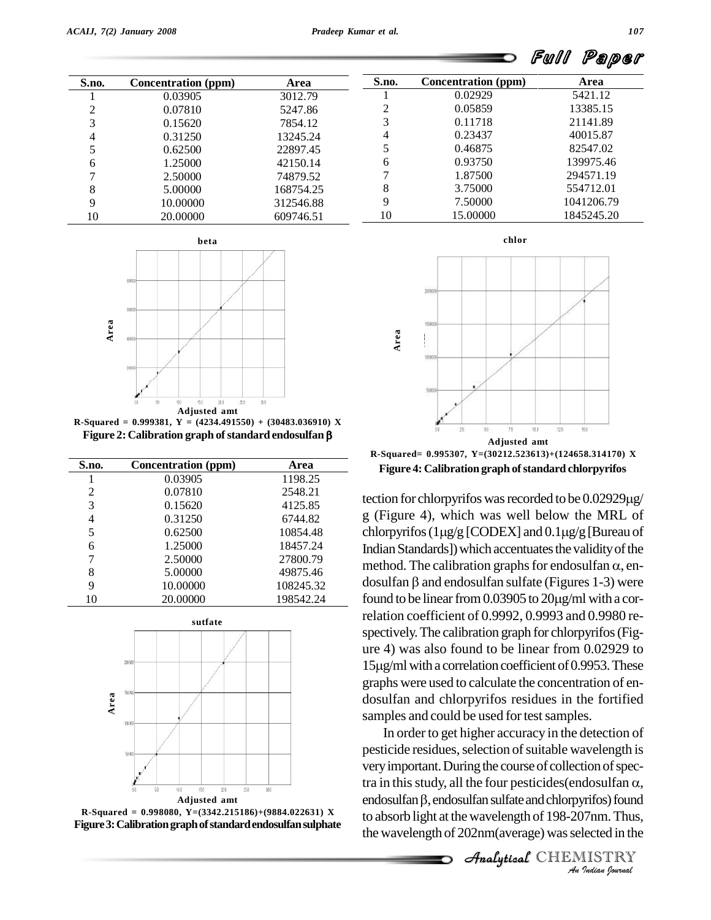| S.no. | Concentration (ppm) | Area |
|---|---|---|
| 1 | 0.03905 | 3012.79 |
| 2 | 0.07810 | 5247.86 |
| 3 | 0.15620 | 7854.12 |
| 4 | 0.31250 | 13245.24 |
| 5 | 0.62500 | 22897.45 |
| 6 | 1.25000 | 42150.14 |
| 7 | 2.50000 | 74879.52 |
| 8 | 5.00000 | 168754.25 |
| 9 | 10.00000 | 312546.88 |
| 10 | 20.00000 | 609746.51 |

R-Squared = 0.999381, Y = (4234.491550) + (30483.036910) X

**Figure 2: Calibration graph of standard endosulfan β**

| S.no. | Concentration (ppm) | Area |
|---|---|---|
| 1 | 0.03905 | 1198.25 |
| 2 | 0.07810 | 2548.21 |
| 3 | 0.15620 | 4125.85 |
| 4 | 0.31250 | 6744.82 |
| 5 | 0.62500 | 10854.48 |
| 6 | 1.25000 | 18457.24 |
| 7 | 2.50000 | 27800.79 |
| 8 | 5.00000 | 49875.46 |
| 9 | 10.00000 | 108245.32 |
| 10 | 20.00000 | 198542.24 |

R-Squared = 0.998080, Y=(3342.215186)+(9884.022631) X

**Figure 3: Calibration graph of standard endosulfan sulphate**

| S.no. | Concentration (ppm) | Area |
|---|---|---|
| 1 | 0.02929 | 5421.12 |
| 2 | 0.05859 | 13385.15 |
| 3 | 0.11718 | 21141.89 |
| 4 | 0.23437 | 40015.87 |
| 5 | 0.46875 | 82547.02 |
| 6 | 0.93750 | 139975.46 |
| 7 | 1.87500 | 294571.19 |
| 8 | 3.75000 | 554712.01 |
| 9 | 7.50000 | 1041206.79 |
| 10 | 15.00000 | 1845245.20 |

R-Squared= 0.995307, Y=(30212.523613)+(124658.314170) X

**Figure 4: Calibration graph of standard chlorpyrifos**

tection for chlorpyrifos was recorded to be 0.02929μg/g (Figure 4), which was well below the MRL of chlorpyrifos (1μg/g [CODEX] and 0.1μg/g [Bureau of Indian Standards]) which accentuates the validity of the method. The calibration graphs for endosulfan α, endosulfan β and endosulfan sulfate (Figures 1-3) were found to be linear from 0.03905 to 20μg/ml with a correlation coefficient of 0.9992, 0.9993 and 0.9980 respectively. The calibration graph for chlorpyrifos (Figure 4) was also found to be linear from 0.02929 to 15μg/ml with a correlation coefficient of 0.9953. These graphs were used to calculate the concentration of endosulfan and chlorpyrifos residues in the fortified samples and could be used for test samples.

In order to get higher accuracy in the detection of pesticide residues, selection of suitable wavelength is very important. During the course of collection of spectra in this study, all the four pesticides(endosulfan α, endosulfan β, endosulfan sulfate and chlorpyrifos) found to absorb light at the wavelength of 198-207nm. Thus, the wavelength of 202nm(average) was selected in the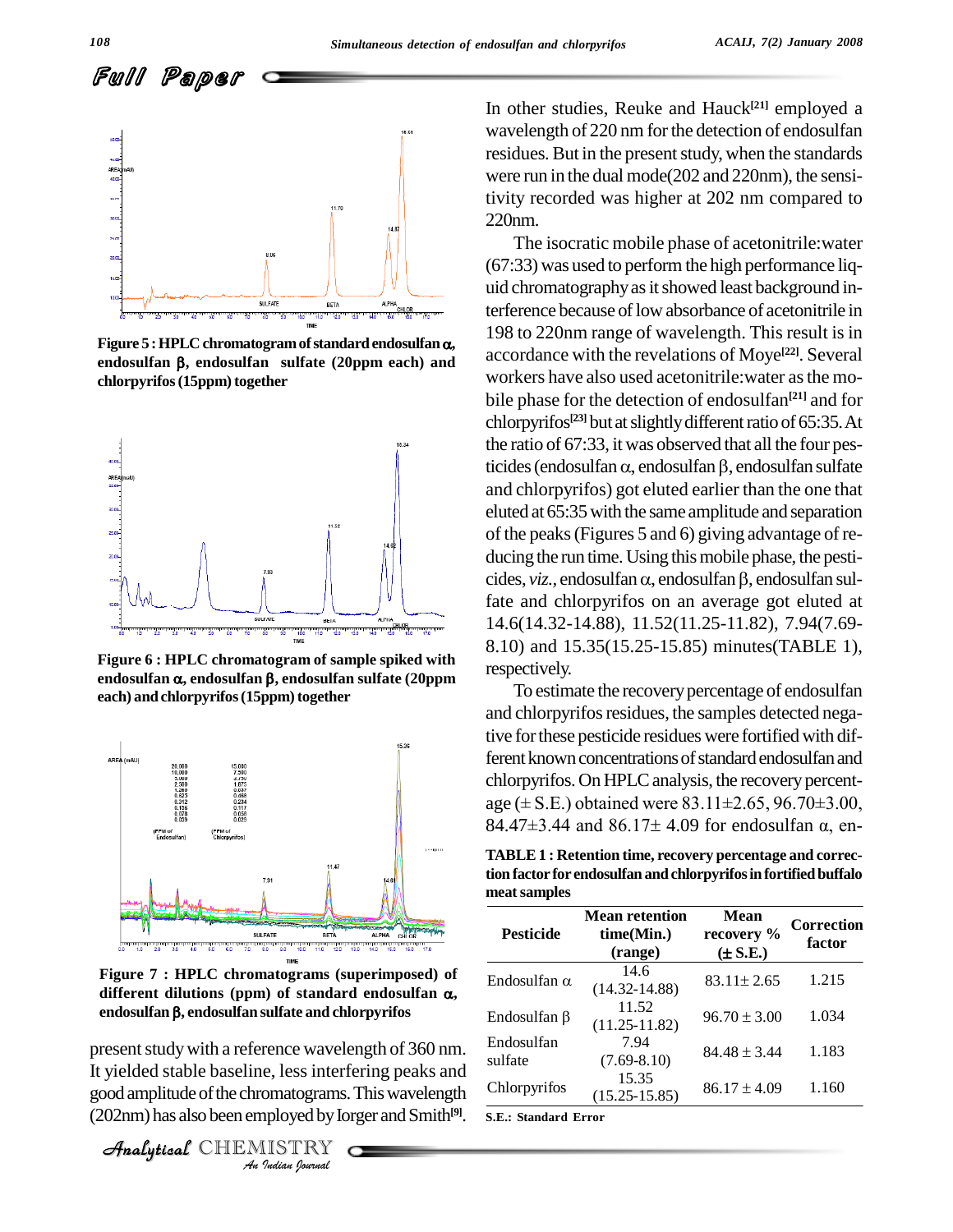Figure 5 : HPLC chromatogram of standard endosulfan α, endosulfan β, endosulfan sulfate (20ppm each) and chlorpyrifos (15ppm) together

Figure 6 : HPLC chromatogram of sample spiked with endosulfan α, endosulfan β, endosulfan sulfate (20ppm each) and chlorpyrifos (15ppm) together

Figure 7 : HPLC chromatograms (superimposed) of different dilutions (ppm) of standard endosulfan α, endosulfan β, endosulfan sulfate and chlorpyrifos

present study with a reference wavelength of 360 nm. It yielded stable baseline, less interfering peaks and good amplitude of the chromatograms. This wavelength (202nm) has also been employed by Iorger and Smith[9].

In other studies, Reuke and Hauck[21] employed a wavelength of 220 nm for the detection of endosulfan residues. But in the present study, when the standards were run in the dual mode(202 and 220nm), the sensitivity recorded was higher at 202 nm compared to 220nm.

The isocratic mobile phase of acetonitrile:water (67:33) was used to perform the high performance liquid chromatography as it showed least background interference because of low absorbance of acetonitrile in 198 to 220nm range of wavelength. This result is in accordance with the revelations of Moye[22]. Several workers have also used acetonitrile:water as the mobile phase for the detection of endosulfan[21] and for chlorpyrifos[23] but at slightly different ratio of 65:35. At the ratio of 67:33, it was observed that all the four pesticides (endosulfan α, endosulfan β, endosulfan sulfate and chlorpyrifos) got eluted earlier than the one that eluted at 65:35 with the same amplitude and separation of the peaks (Figures 5 and 6) giving advantage of reducing the run time. Using this mobile phase, the pesticides, *viz.*, endosulfan α, endosulfan β, endosulfan sulfate and chlorpyrifos on an average got eluted at 14.6(14.32-14.88), 11.52(11.25-11.82), 7.94(7.69-8.10) and 15.35(15.25-15.85) minutes(TABLE 1), respectively.

To estimate the recovery percentage of endosulfan and chlorpyrifos residues, the samples detected negative for these pesticide residues were fortified with different known concentrations of standard endosulfan and chlorpyrifos. On HPLC analysis, the recovery percentage (± S.E.) obtained were 83.11±2.65, 96.70±3.00, 84.47±3.44 and 86.17± 4.09 for endosulfan α, en-

**TABLE 1 : Retention time, recovery percentage and correction factor for endosulfan and chlorpyrifos in fortified buffalo meat samples**

| Pesticide | Mean retention time(Min.) (range) | Mean recovery % (± S.E.) | Correction factor |
|---|---|---|---|
| Endosulfan α | 14.6 (14.32-14.88) | 83.11± 2.65 | 1.215 |
| Endosulfan β | 11.52 (11.25-11.82) | 96.70 ± 3.00 | 1.034 |
| Endosulfan sulfate | 7.94 (7.69-8.10) | 84.48 ± 3.44 | 1.183 |
| Chlorpyrifos | 15.35 (15.25-15.85) | 86.17 ± 4.09 | 1.160 |

S.E.: Standard Error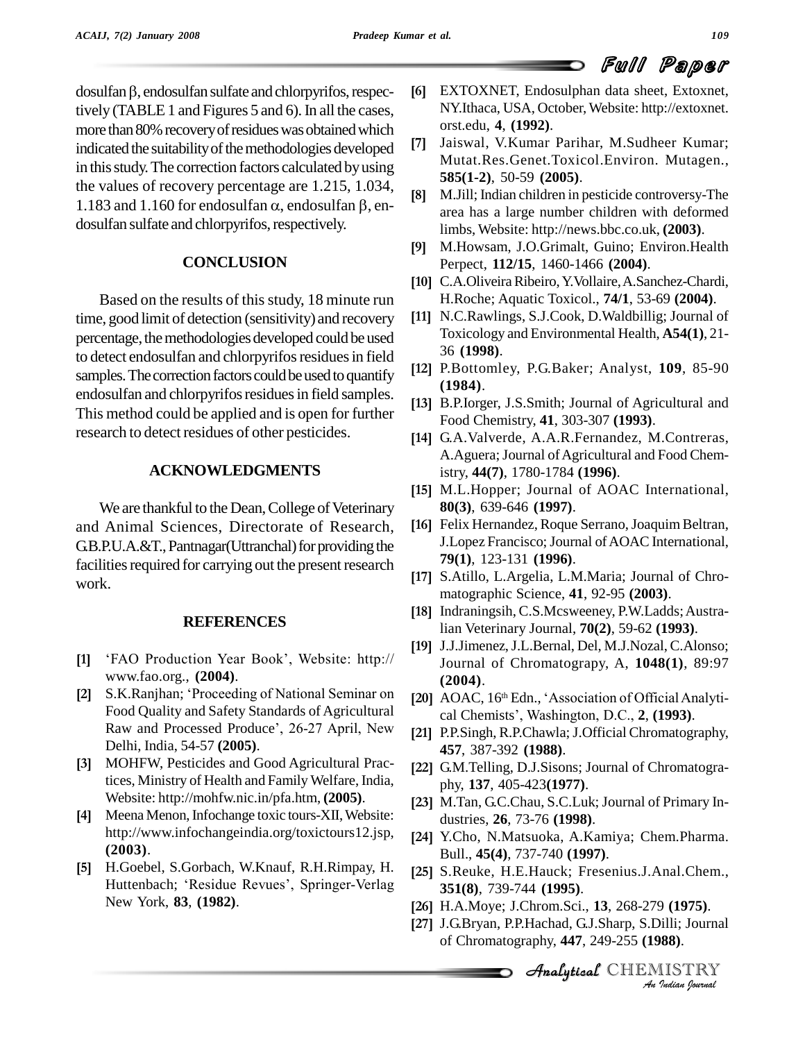dosulfan β, endosulfan sulfate and chlorpyrifos, respectively (TABLE 1 and Figures 5 and 6). In all the cases, more than 80% recovery of residues was obtained which indicated the suitability of the methodologies developed in this study. The correction factors calculated by using the values of recovery percentage are 1.215, 1.034, 1.183 and 1.160 for endosulfan α, endosulfan β, endosulfan sulfate and chlorpyrifos, respectively.

## CONCLUSION

Based on the results of this study, 18 minute run time, good limit of detection (sensitivity) and recovery percentage, the methodologies developed could be used to detect endosulfan and chlorpyrifos residues in field samples. The correction factors could be used to quantify endosulfan and chlorpyrifos residues in field samples. This method could be applied and is open for further research to detect residues of other pesticides.

## ACKNOWLEDGMENTS

We are thankful to the Dean, College of Veterinary and Animal Sciences, Directorate of Research, G.B.P.U.A.&T., Pantnagar(Uttranchal) for providing the facilities required for carrying out the present research work.

## REFERENCES

[1] 'FAO Production Year Book', Website: http://www.fao.org., **(2004)**.

[2] S.K.Ranjhan; 'Proceeding of National Seminar on Food Quality and Safety Standards of Agricultural Raw and Processed Produce', 26-27 April, New Delhi, India, 54-57 **(2005)**.

[3] MOHFW, Pesticides and Good Agricultural Practices, Ministry of Health and Family Welfare, India, Website: http://mohfw.nic.in/pfa.htm, **(2005)**.

[4] Meena Menon, Infochange toxic tours-XII, Website: http://www.infochangeindia.org/toxictours12.jsp, **(2003)**.

[5] H.Goebel, S.Gorbach, W.Knauf, R.H.Rimpay, H. Huttenbach; 'Residue Revues', Springer-Verlag New York, **83**, **(1982)**.

[6] EXTOXNET, Endosulphan data sheet, Extoxnet, NY.Ithaca, USA, October, Website: http://extoxnet.orst.edu, **4**, **(1992)**.

[7] Jaiswal, V.Kumar Parihar, M.Sudheer Kumar; Mutat.Res.Genet.Toxicol.Environ. Mutagen., **585(1-2)**, 50-59 **(2005)**.

[8] M.Jill; Indian children in pesticide controversy-The area has a large number children with deformed limbs, Website: http://news.bbc.co.uk, **(2003)**.

[9] M.Howsam, J.O.Grimalt, Guino; Environ.Health Perpect, **112/15**, 1460-1466 **(2004)**.

[10] C.A.Oliveira Ribeiro, Y.Vollaire, A.Sanchez-Chardi, H.Roche; Aquatic Toxicol., **74/1**, 53-69 **(2004)**.

[11] N.C.Rawlings, S.J.Cook, D.Waldbillig; Journal of Toxicology and Environmental Health, **A54(1)**, 21-36 **(1998)**.

[12] P.Bottomley, P.G.Baker; Analyst, **109**, 85-90 **(1984)**.

[13] B.P.Iorger, J.S.Smith; Journal of Agricultural and Food Chemistry, **41**, 303-307 **(1993)**.

[14] G.A.Valverde, A.A.R.Fernandez, M.Contreras, A.Aguera; Journal of Agricultural and Food Chemistry, **44(7)**, 1780-1784 **(1996)**.

[15] M.L.Hopper; Journal of AOAC International, **80(3)**, 639-646 **(1997)**.

[16] Felix Hernandez, Roque Serrano, Joaquim Beltran, J.Lopez Francisco; Journal of AOAC International, **79(1)**, 123-131 **(1996)**.

[17] S.Atillo, L.Argelia, L.M.Maria; Journal of Chromatographic Science, **41**, 92-95 **(2003)**.

[18] Indraningsih, C.S.Mcsweeney, P.W.Ladds; Australian Veterinary Journal, **70(2)**, 59-62 **(1993)**.

[19] J.J.Jimenez, J.L.Bernal, Del, M.J.Nozal, C.Alonso; Journal of Chromatograpy, A, **1048(1)**, 89:97 **(2004)**.

[20] AOAC, 16th Edn., 'Association of Official Analytical Chemists', Washington, D.C., **2**, **(1993)**.

[21] P.P.Singh, R.P.Chawla; J.Official Chromatography, **457**, 387-392 **(1988)**.

[22] G.M.Telling, D.J.Sisons; Journal of Chromatography, **137**, 405-423**(1977)**.

[23] M.Tan, G.C.Chau, S.C.Luk; Journal of Primary Industries, **26**, 73-76 **(1998)**.

[24] Y.Cho, N.Matsuoka, A.Kamiya; Chem.Pharma. Bull., **45(4)**, 737-740 **(1997)**.

[25] S.Reuke, H.E.Hauck; Fresenius.J.Anal.Chem., **351(8)**, 739-744 **(1995)**.

[26] H.A.Moye; J.Chrom.Sci., **13**, 268-279 **(1975)**.

[27] J.G.Bryan, P.P.Hachad, G.J.Sharp, S.Dilli; Journal of Chromatography, **447**, 249-255 **(1988)**.